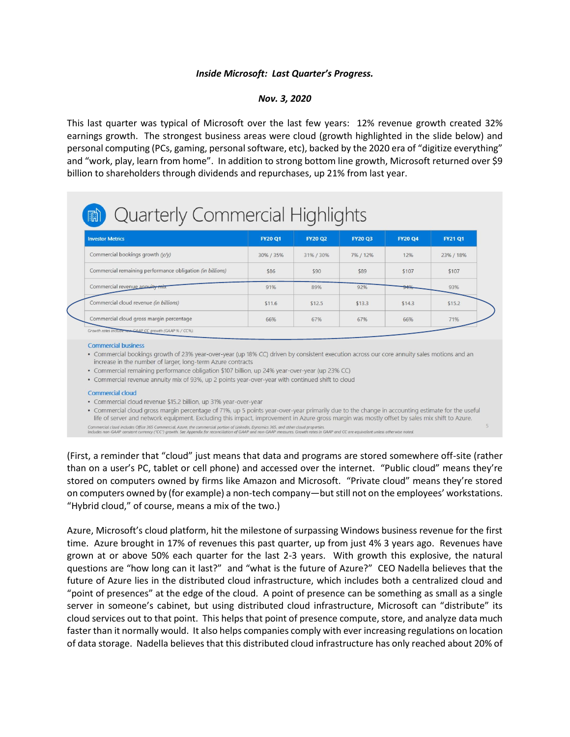***Inside Microsoft: Last Quarter's Progress.***

***Nov. 3, 2020***

This last quarter was typical of Microsoft over the last few years: 12% revenue growth created 32% earnings growth. The strongest business areas were cloud (growth highlighted in the slide below) and personal computing (PCs, gaming, personal software, etc), backed by the 2020 era of "digitize everything" and "work, play, learn from home". In addition to strong bottom line growth, Microsoft returned over $9 billion to shareholders through dividends and repurchases, up 21% from last year.

## Quarterly Commercial Highlights

| Investor Metrics | FY20 Q1 | FY20 Q2 | FY20 Q3 | FY20 Q4 | FY21 Q1 |
|---|---|---|---|---|---|
| Commercial bookings growth (y/y) | 30% / 35% | 31% / 30% | 7% / 12% | 12% | 23% / 18% |
| Commercial remaining performance obligation (in billions) | $86 | $90 | $89 | $107 | $107 |
| Commercial revenue annuity mix | 91% | 89% | 92% | 94% | 93% |
| Commercial cloud revenue (in billions) | $11.6 | $12.5 | $13.3 | $14.3 | $15.2 |
| Commercial cloud gross margin percentage | 66% | 67% | 67% | 66% | 71% |

Growth rates include non-GAAP CC growth (GAAP % / CC%).

**Commercial business**

- Commercial bookings growth of 23% year-over-year (up 18% CC) driven by consistent execution across our core annuity sales motions and an increase in the number of larger, long-term Azure contracts
- Commercial remaining performance obligation $107 billion, up 24% year-over-year (up 23% CC)
- Commercial revenue annuity mix of 93%, up 2 points year-over-year with continued shift to cloud

**Commercial cloud**

- Commercial cloud revenue $15.2 billion, up 31% year-over-year
- Commercial cloud gross margin percentage of 71%, up 5 points year-over-year primarily due to the change in accounting estimate for the useful life of server and network equipment. Excluding this impact, improvement in Azure gross margin was mostly offset by sales mix shift to Azure.

Commercial cloud includes Office 365 Commercial, Azure, the commercial portion of LinkedIn, Dynamics 365, and other cloud properties.
Includes non-GAAP constant currency ("CC") growth. See Appendix for reconciliation of GAAP and non-GAAP measures. Growth rates in GAAP and CC are equivalent unless otherwise noted.

(First, a reminder that "cloud" just means that data and programs are stored somewhere off-site (rather than on a user's PC, tablet or cell phone) and accessed over the internet. "Public cloud" means they're stored on computers owned by firms like Amazon and Microsoft. "Private cloud" means they're stored on computers owned by (for example) a non-tech company—but still not on the employees' workstations. "Hybrid cloud," of course, means a mix of the two.)

Azure, Microsoft's cloud platform, hit the milestone of surpassing Windows business revenue for the first time. Azure brought in 17% of revenues this past quarter, up from just 4% 3 years ago. Revenues have grown at or above 50% each quarter for the last 2-3 years. With growth this explosive, the natural questions are "how long can it last?" and "what is the future of Azure?" CEO Nadella believes that the future of Azure lies in the distributed cloud infrastructure, which includes both a centralized cloud and "point of presences" at the edge of the cloud. A point of presence can be something as small as a single server in someone's cabinet, but using distributed cloud infrastructure, Microsoft can "distribute" its cloud services out to that point. This helps that point of presence compute, store, and analyze data much faster than it normally would. It also helps companies comply with ever increasing regulations on location of data storage. Nadella believes that this distributed cloud infrastructure has only reached about 20% of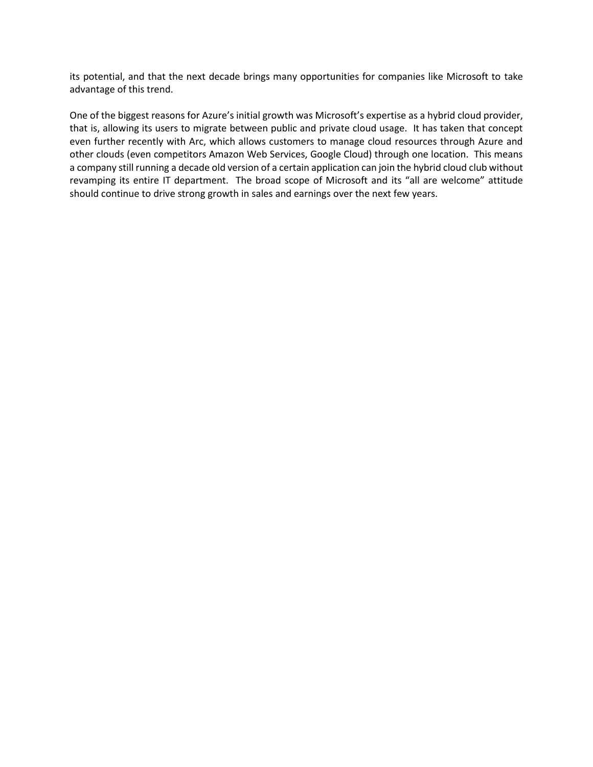its potential, and that the next decade brings many opportunities for companies like Microsoft to take advantage of this trend.

One of the biggest reasons for Azure's initial growth was Microsoft's expertise as a hybrid cloud provider, that is, allowing its users to migrate between public and private cloud usage. It has taken that concept even further recently with Arc, which allows customers to manage cloud resources through Azure and other clouds (even competitors Amazon Web Services, Google Cloud) through one location. This means a company still running a decade old version of a certain application can join the hybrid cloud club without revamping its entire IT department. The broad scope of Microsoft and its "all are welcome" attitude should continue to drive strong growth in sales and earnings over the next few years.